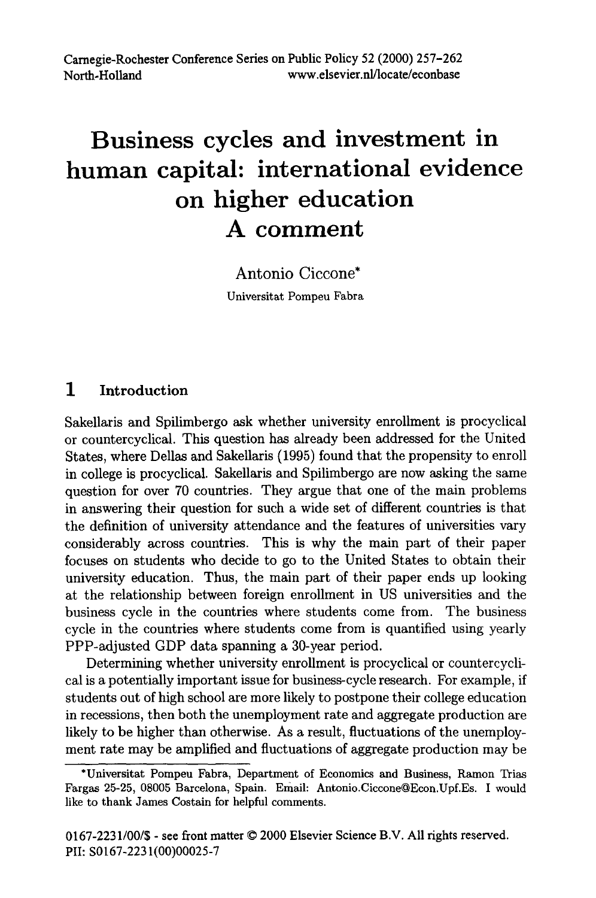# Business cycles and investment in human capital: international evidence on higher education A comment

Antonio Ciccone*

Universitat Pompeu Fabra

## 1 Introduction

Sakellaris and Spilimbergo ask whether university enrollment is procyclical or countercyclical. This question has already been addressed for the United States, where Dellas and Sakellaris (1995) found that the propensity to enroll in college is procyclical. Sakellaris and Spilimbergo are now asking the same question for over 70 countries. They argue that one of the main problems in answering their question for such a wide set of different countries is that the definition of university attendance and the features of universities vary considerably across countries. This is why the main part of their paper focuses on students who decide to go to the United States to obtain their university education. Thus, the main part of their paper ends up looking at the relationship between foreign enrollment in US universities and the business cycle in the countries where students come from. The business cycle in the countries where students come from is quantified using yearly PPP-adjusted GDP data spanning a 30-year period.

Determining whether university enrollment is procyclical or countercyclical is a potentially important issue for business-cycle research. For example, if students out of high school are more likely to postpone their college education in recessions, then both the unemployment rate and aggregate production are likely to be higher than otherwise. As a result, fluctuations of the unemployment rate may be amplified and fluctuations of aggregate production may be

---

*Universitat Pompeu Fabra, Department of Economics and Business, Ramon Trias Fargas 25-25, 08005 Barcelona, Spain. Email: Antonio.Ciccone@Econ.Upf.Es. I would like to thank James Costain for helpful comments.

0167-2231/00/$ - see front matter © 2000 Elsevier Science B.V. All rights reserved.
PII: S0167-2231(00)00025-7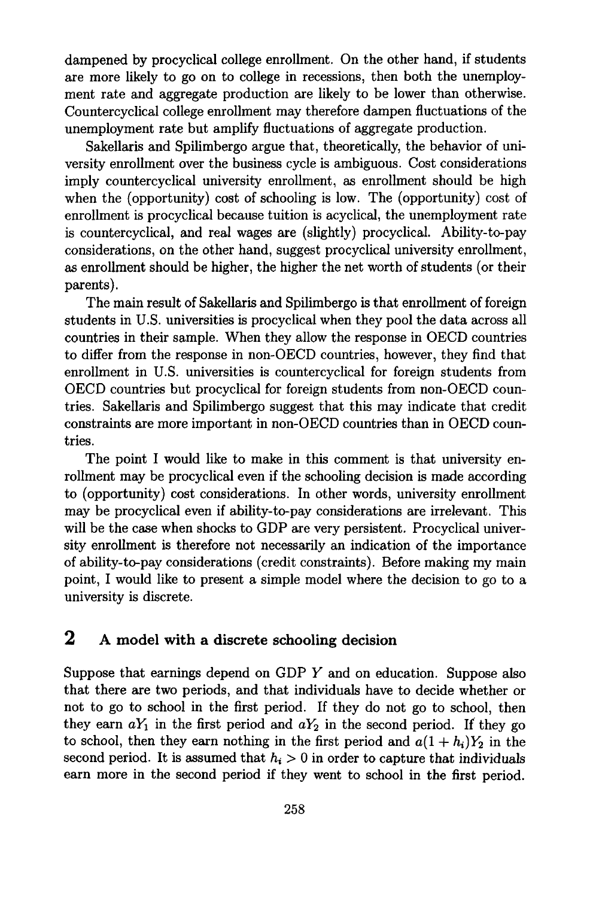dampened by procyclical college enrollment. On the other hand, if students are more likely to go on to college in recessions, then both the unemployment rate and aggregate production are likely to be lower than otherwise. Countercyclical college enrollment may therefore dampen fluctuations of the unemployment rate but amplify fluctuations of aggregate production.

Sakellaris and Spilimbergo argue that, theoretically, the behavior of university enrollment over the business cycle is ambiguous. Cost considerations imply countercyclical university enrollment, as enrollment should be high when the (opportunity) cost of schooling is low. The (opportunity) cost of enrollment is procyclical because tuition is acyclical, the unemployment rate is countercyclical, and real wages are (slightly) procyclical. Ability-to-pay considerations, on the other hand, suggest procyclical university enrollment, as enrollment should be higher, the higher the net worth of students (or their parents).

The main result of Sakellaris and Spilimbergo is that enrollment of foreign students in U.S. universities is procyclical when they pool the data across all countries in their sample. When they allow the response in OECD countries to differ from the response in non-OECD countries, however, they find that enrollment in U.S. universities is countercyclical for foreign students from OECD countries but procyclical for foreign students from non-OECD countries. Sakellaris and Spilimbergo suggest that this may indicate that credit constraints are more important in non-OECD countries than in OECD countries.

The point I would like to make in this comment is that university enrollment may be procyclical even if the schooling decision is made according to (opportunity) cost considerations. In other words, university enrollment may be procyclical even if ability-to-pay considerations are irrelevant. This will be the case when shocks to GDP are very persistent. Procyclical university enrollment is therefore not necessarily an indication of the importance of ability-to-pay considerations (credit constraints). Before making my main point, I would like to present a simple model where the decision to go to a university is discrete.

## 2 A model with a discrete schooling decision

Suppose that earnings depend on GDP $Y$ and on education. Suppose also that there are two periods, and that individuals have to decide whether or not to go to school in the first period. If they do not go to school, then they earn $aY_1$ in the first period and $aY_2$ in the second period. If they go to school, then they earn nothing in the first period and $a(1 + h_i)Y_2$ in the second period. It is assumed that $h_i > 0$ in order to capture that individuals earn more in the second period if they went to school in the first period.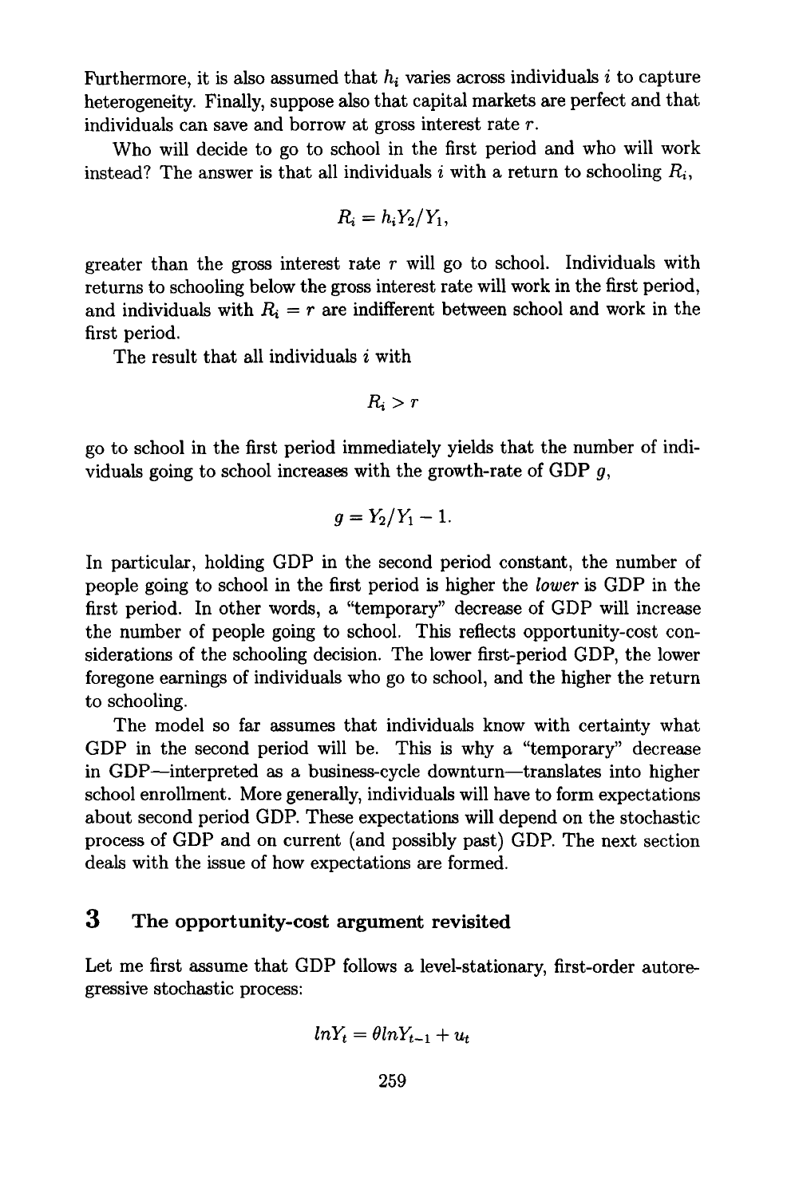Furthermore, it is also assumed that $h_i$ varies across individuals $i$ to capture heterogeneity. Finally, suppose also that capital markets are perfect and that individuals can save and borrow at gross interest rate $r$.

Who will decide to go to school in the first period and who will work instead? The answer is that all individuals $i$ with a return to schooling $R_i$,

$$R_i = h_i Y_2 / Y_1,$$

greater than the gross interest rate $r$ will go to school. Individuals with returns to schooling below the gross interest rate will work in the first period, and individuals with $R_i = r$ are indifferent between school and work in the first period.

The result that all individuals $i$ with

$$R_i > r$$

go to school in the first period immediately yields that the number of individuals going to school increases with the growth-rate of GDP $g$,

$$g = Y_2 / Y_1 - 1.$$

In particular, holding GDP in the second period constant, the number of people going to school in the first period is higher the *lower* is GDP in the first period. In other words, a "temporary" decrease of GDP will increase the number of people going to school. This reflects opportunity-cost considerations of the schooling decision. The lower first-period GDP, the lower foregone earnings of individuals who go to school, and the higher the return to schooling.

The model so far assumes that individuals know with certainty what GDP in the second period will be. This is why a "temporary" decrease in GDP—interpreted as a business-cycle downturn—translates into higher school enrollment. More generally, individuals will have to form expectations about second period GDP. These expectations will depend on the stochastic process of GDP and on current (and possibly past) GDP. The next section deals with the issue of how expectations are formed.

# 3 The opportunity-cost argument revisited

Let me first assume that GDP follows a level-stationary, first-order autoregressive stochastic process:

$$lnY_t = \theta lnY_{t-1} + u_t$$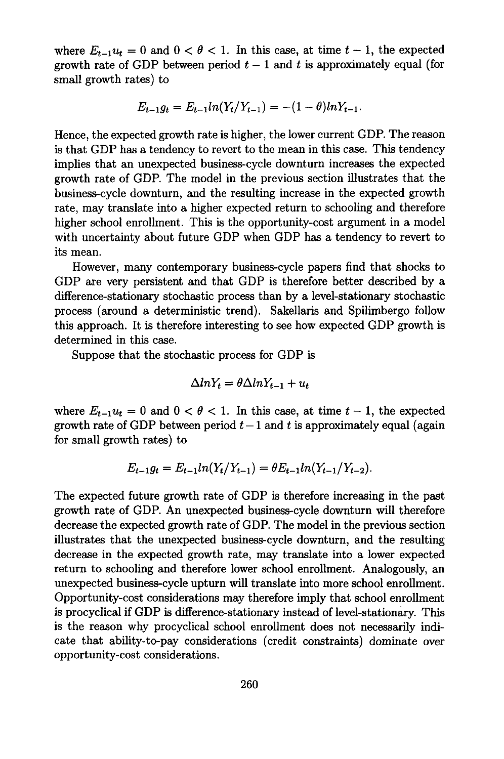where $E_{t-1}u_t = 0$ and $0 < \theta < 1$. In this case, at time $t-1$, the expected growth rate of GDP between period $t-1$ and $t$ is approximately equal (for small growth rates) to

$$E_{t-1}g_t = E_{t-1}ln(Y_t/Y_{t-1}) = -(1-\theta)lnY_{t-1}.$$

Hence, the expected growth rate is higher, the lower current GDP. The reason is that GDP has a tendency to revert to the mean in this case. This tendency implies that an unexpected business-cycle downturn increases the expected growth rate of GDP. The model in the previous section illustrates that the business-cycle downturn, and the resulting increase in the expected growth rate, may translate into a higher expected return to schooling and therefore higher school enrollment. This is the opportunity-cost argument in a model with uncertainty about future GDP when GDP has a tendency to revert to its mean.

However, many contemporary business-cycle papers find that shocks to GDP are very persistent and that GDP is therefore better described by a difference-stationary stochastic process than by a level-stationary stochastic process (around a deterministic trend). Sakellaris and Spilimbergo follow this approach. It is therefore interesting to see how expected GDP growth is determined in this case.

Suppose that the stochastic process for GDP is

$$\Delta lnY_t = \theta \Delta lnY_{t-1} + u_t$$

where $E_{t-1}u_t = 0$ and $0 < \theta < 1$. In this case, at time $t-1$, the expected growth rate of GDP between period $t-1$ and $t$ is approximately equal (again for small growth rates) to

$$E_{t-1}g_t = E_{t-1}ln(Y_t/Y_{t-1}) = \theta E_{t-1}ln(Y_{t-1}/Y_{t-2}).$$

The expected future growth rate of GDP is therefore increasing in the past growth rate of GDP. An unexpected business-cycle downturn will therefore decrease the expected growth rate of GDP. The model in the previous section illustrates that the unexpected business-cycle downturn, and the resulting decrease in the expected growth rate, may translate into a lower expected return to schooling and therefore lower school enrollment. Analogously, an unexpected business-cycle upturn will translate into more school enrollment. Opportunity-cost considerations may therefore imply that school enrollment is procyclical if GDP is difference-stationary instead of level-stationary. This is the reason why procyclical school enrollment does not necessarily indicate that ability-to-pay considerations (credit constraints) dominate over opportunity-cost considerations.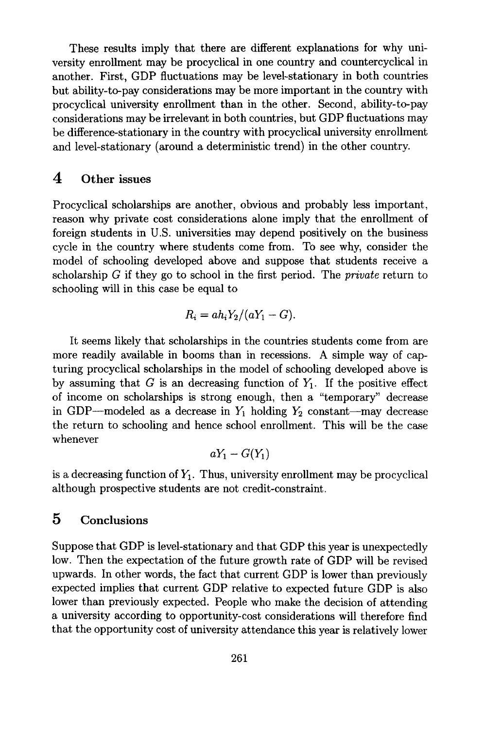These results imply that there are different explanations for why university enrollment may be procyclical in one country and countercyclical in another. First, GDP fluctuations may be level-stationary in both countries but ability-to-pay considerations may be more important in the country with procyclical university enrollment than in the other. Second, ability-to-pay considerations may be irrelevant in both countries, but GDP fluctuations may be difference-stationary in the country with procyclical university enrollment and level-stationary (around a deterministic trend) in the other country.

## 4 Other issues

Procyclical scholarships are another, obvious and probably less important, reason why private cost considerations alone imply that the enrollment of foreign students in U.S. universities may depend positively on the business cycle in the country where students come from. To see why, consider the model of schooling developed above and suppose that students receive a scholarship $G$ if they go to school in the first period. The *private* return to schooling will in this case be equal to

$$R_i = ah_iY_2/(aY_1 - G).$$

It seems likely that scholarships in the countries students come from are more readily available in booms than in recessions. A simple way of capturing procyclical scholarships in the model of schooling developed above is by assuming that $G$ is an decreasing function of $Y_1$. If the positive effect of income on scholarships is strong enough, then a "temporary" decrease in GDP—modeled as a decrease in $Y_1$ holding $Y_2$ constant—may decrease the return to schooling and hence school enrollment. This will be the case whenever

$$aY_1 - G(Y_1)$$

is a decreasing function of $Y_1$. Thus, university enrollment may be procyclical although prospective students are not credit-constraint.

## 5 Conclusions

Suppose that GDP is level-stationary and that GDP this year is unexpectedly low. Then the expectation of the future growth rate of GDP will be revised upwards. In other words, the fact that current GDP is lower than previously expected implies that current GDP relative to expected future GDP is also lower than previously expected. People who make the decision of attending a university according to opportunity-cost considerations will therefore find that the opportunity cost of university attendance this year is relatively lower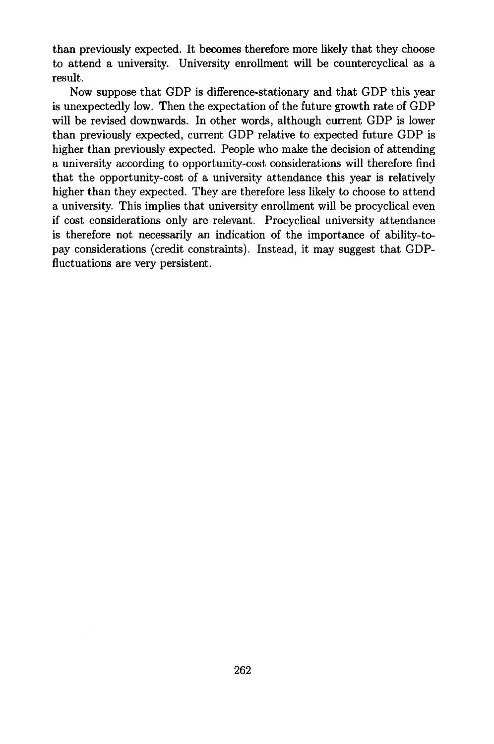than previously expected. It becomes therefore more likely that they choose to attend a university. University enrollment will be countercyclical as a result.

Now suppose that GDP is difference-stationary and that GDP this year is unexpectedly low. Then the expectation of the future growth rate of GDP will be revised downwards. In other words, although current GDP is lower than previously expected, current GDP relative to expected future GDP is higher than previously expected. People who make the decision of attending a university according to opportunity-cost considerations will therefore find that the opportunity-cost of a university attendance this year is relatively higher than they expected. They are therefore less likely to choose to attend a university. This implies that university enrollment will be procyclical even if cost considerations only are relevant. Procyclical university attendance is therefore not necessarily an indication of the importance of ability-to-pay considerations (credit constraints). Instead, it may suggest that GDP-fluctuations are very persistent.